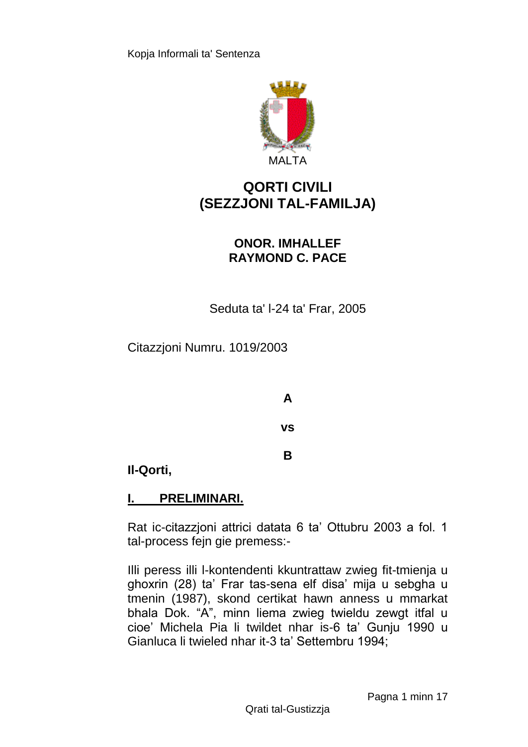Kopja Informali ta' Sentenza

MALTA

# QORTI CIVILI (SEZZJONI TAL-FAMILJA)

**ONOR. IMHALLEF RAYMOND C. PACE**

Seduta ta' l-24 ta' Frar, 2005

Citazzjoni Numru. 1019/2003

**A**

**vs**

**B**

**Il-Qorti,**

## I. PRELIMINARI.

Rat ic-citazzjoni attrici datata 6 ta' Ottubru 2003 a fol. 1 tal-process fejn gie premess:-

Illi peress illi l-kontendenti kkuntrattaw zwieg fit-tmienja u ghoxrin (28) ta' Frar tas-sena elf disa' mija u sebgha u tmenin (1987), skond certikat hawn anness u mmarkat bhala Dok. "A", minn liema zwieg twieldu zewgt itfal u cioe' Michela Pia li twildet nhar is-6 ta' Gunju 1990 u Gianluca li twieled nhar it-3 ta' Settembru 1994;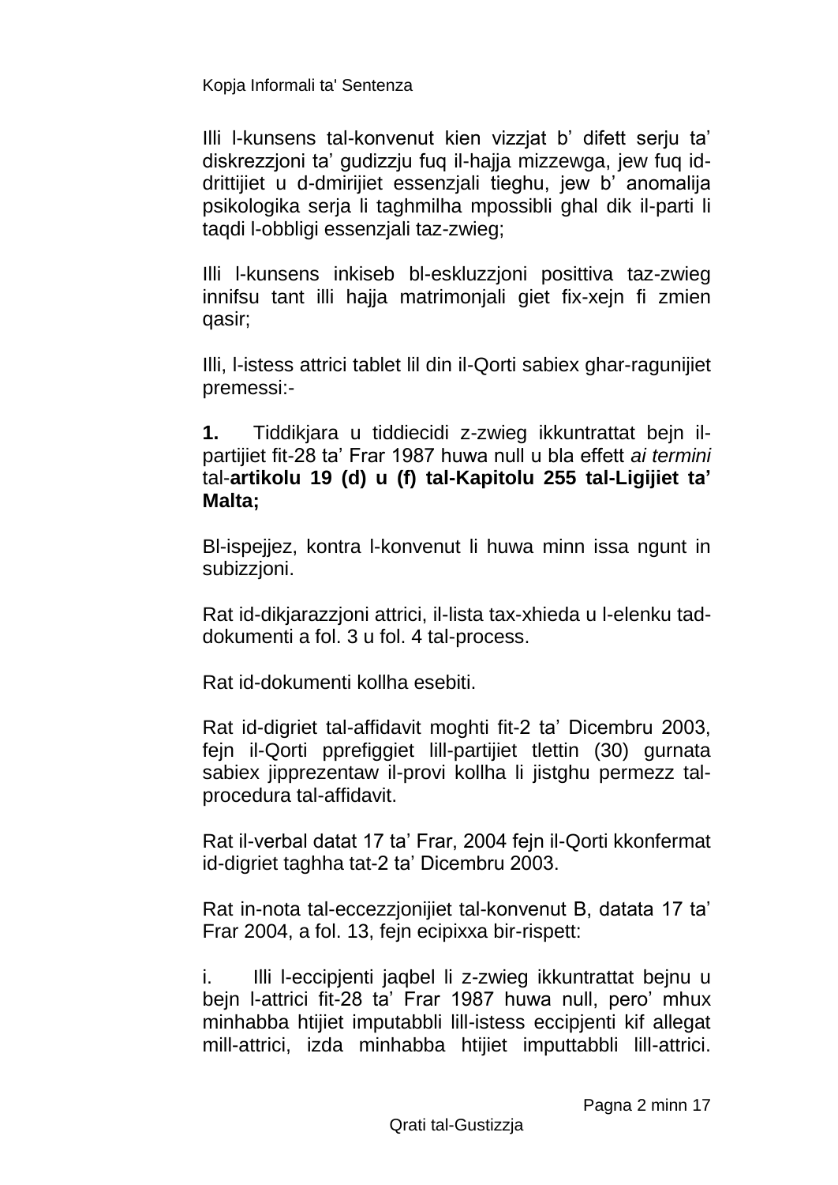Illi l-kunsens tal-konvenut kien vizzjat b' difett serju ta' diskrezzjoni ta' gudizzju fuq il-hajja mizzewga, jew fuq id-drittijiet u d-dmirijiet essenzjali tieghu, jew b' anomalija psikologika serja li taghmilha mpossibbli ghal dik il-parti li taqdi l-obbligi essenzjali taz-zwieg;

Illi l-kunsens inkiseb bl-eskluzzjoni posittiva taz-zwieg innifsu tant illi hajja matrimonjali giet fix-xejn fi zmien qasir;

Illi, l-istess attrici tablet lil din il-Qorti sabiex ghar-ragunijiet premessi:-

**1.** Tiddikjara u tiddiecidi z-zwieg ikkuntrattat bejn il-partijiet fit-28 ta' Frar 1987 huwa null u bla effett *ai termini* tal-**artikolu 19 (d) u (f) tal-Kapitolu 255 tal-Ligijiet ta' Malta;**

Bl-ispejjez, kontra l-konvenut li huwa minn issa ngunt in subizzjoni.

Rat id-dikjarazzjoni attrici, il-lista tax-xhieda u l-elenku tad-dokumenti a fol. 3 u fol. 4 tal-process.

Rat id-dokumenti kollha esebiti.

Rat id-digriet tal-affidavit moghti fit-2 ta' Dicembru 2003, fejn il-Qorti pprefiggiet lill-partijiet tlettin (30) gurnata sabiex jipprezentaw il-provi kollha li jistghu permezz tal-procedura tal-affidavit.

Rat il-verbal datat 17 ta' Frar, 2004 fejn il-Qorti kkonfermat id-digriet taghha tat-2 ta' Dicembru 2003.

Rat in-nota tal-eccezzjonijiet tal-konvenut B, datata 17 ta' Frar 2004, a fol. 13, fejn ecipixxa bir-rispett:

i. Illi l-eccipjenti jaqbel li z-zwieg ikkuntrattat bejnu u bejn l-attrici fit-28 ta' Frar 1987 huwa null, pero' mhux minhabba htijiet imputabbli lill-istess eccipjenti kif allegat mill-attrici, izda minhabba htijiet imputtabbli lill-attrici.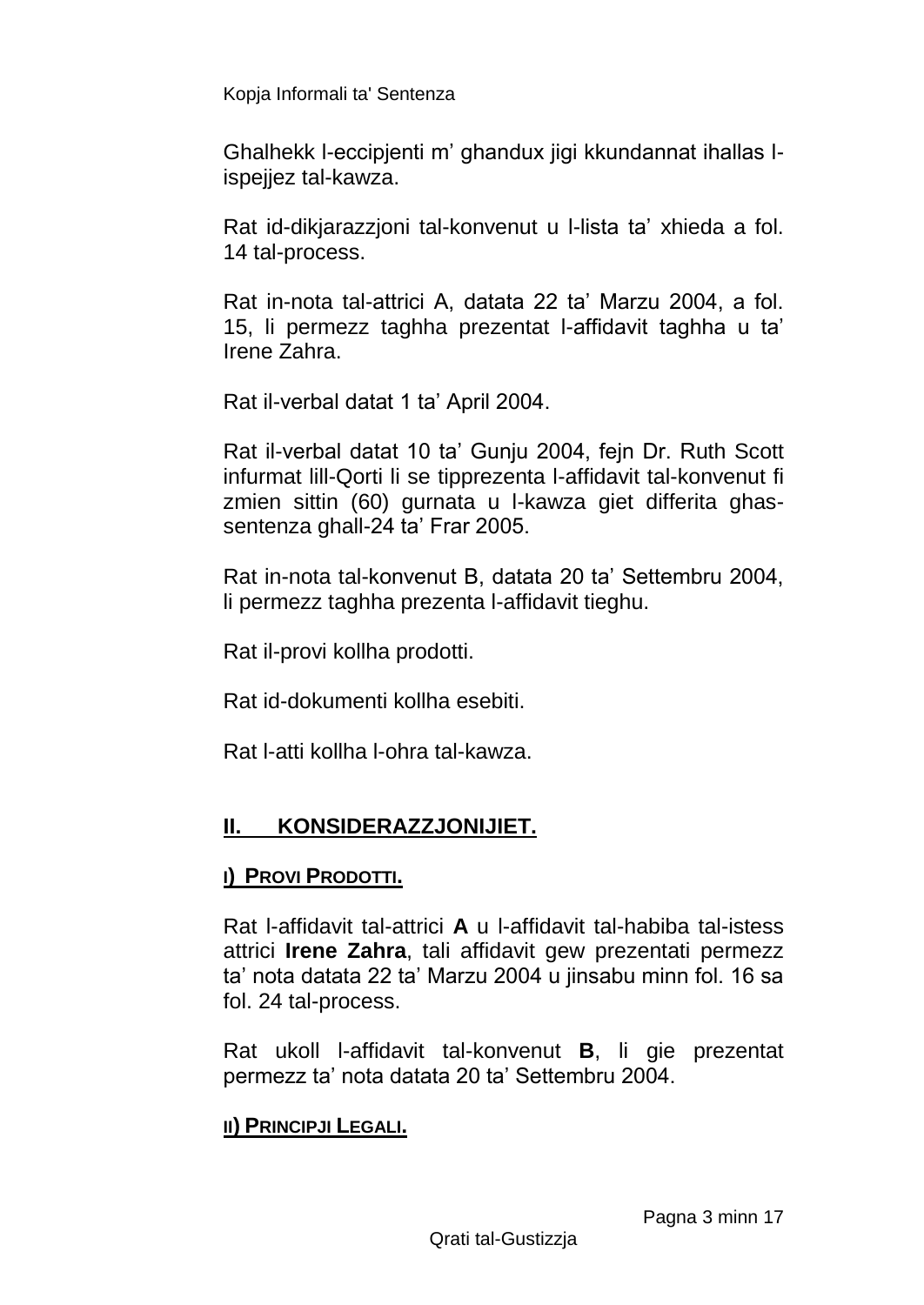Ghalhekk l-eccipjenti m' ghandux jigi kkundannat ihallas l-ispejjez tal-kawza.

Rat id-dikjarazzjoni tal-konvenut u l-lista ta' xhieda a fol. 14 tal-process.

Rat in-nota tal-attrici A, datata 22 ta' Marzu 2004, a fol. 15, li permezz taghha prezentat l-affidavit taghha u ta' Irene Zahra.

Rat il-verbal datat 1 ta' April 2004.

Rat il-verbal datat 10 ta' Gunju 2004, fejn Dr. Ruth Scott infurmat lill-Qorti li se tipprezenta l-affidavit tal-konvenut fi zmien sittin (60) gurnata u l-kawza giet differita ghas-sentenza ghall-24 ta' Frar 2005.

Rat in-nota tal-konvenut B, datata 20 ta' Settembru 2004, li permezz taghha prezenta l-affidavit tieghu.

Rat il-provi kollha prodotti.

Rat id-dokumenti kollha esebiti.

Rat l-atti kollha l-ohra tal-kawza.

## II. KONSIDERAZZJONIJIET.

### I) PROVI PRODOTTI.

Rat l-affidavit tal-attrici **A** u l-affidavit tal-habiba tal-istess attrici **Irene Zahra**, tali affidavit gew prezentati permezz ta' nota datata 22 ta' Marzu 2004 u jinsabu minn fol. 16 sa fol. 24 tal-process.

Rat ukoll l-affidavit tal-konvenut **B**, li gie prezentat permezz ta' nota datata 20 ta' Settembru 2004.

### II) PRINCIPJI LEGALI.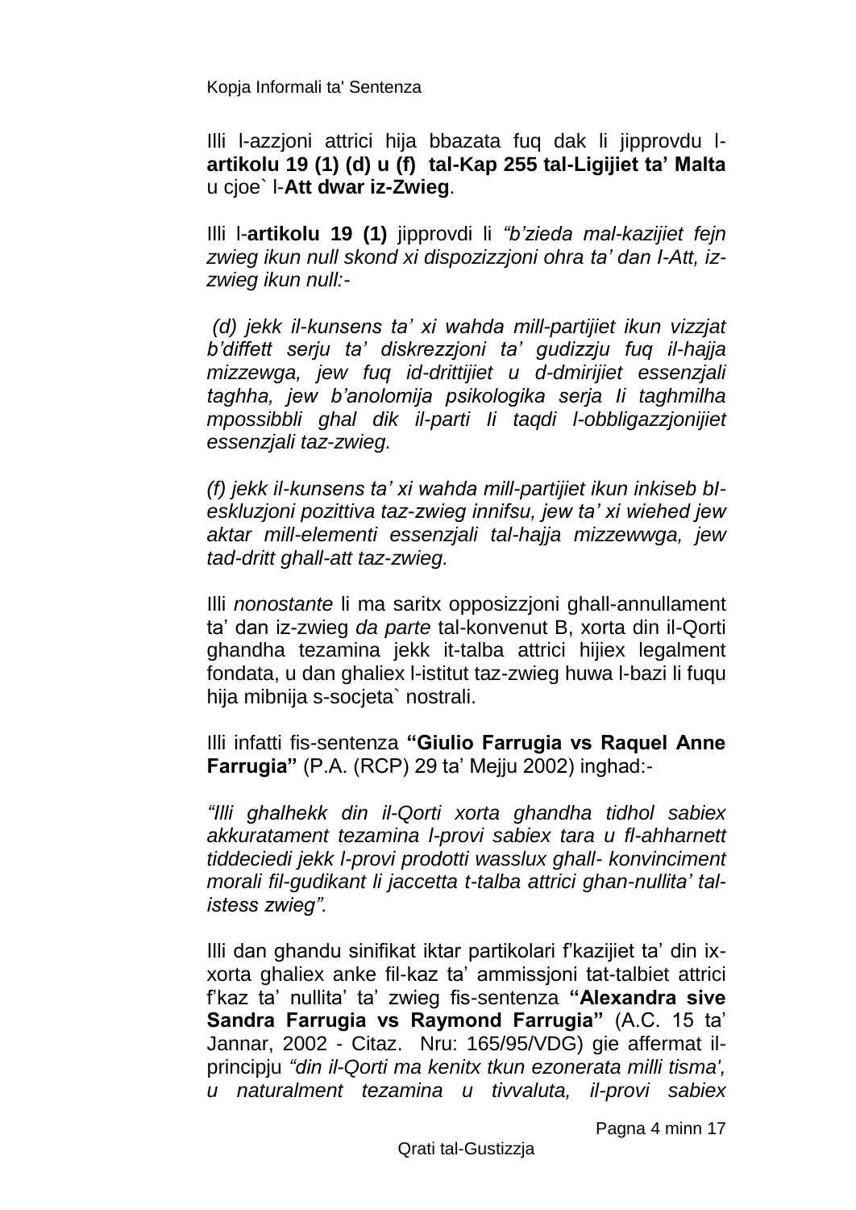Illi l-azzjoni attrici hija bbazata fuq dak li jipprovdu l-**artikolu 19 (1) (d) u (f) tal-Kap 255 tal-Ligijiet ta' Malta** u cjoe` l-**Att dwar iz-Zwieg**.

Illi l-**artikolu 19 (1)** jipprovdi li *"b'zieda mal-kazijiet fejn zwieg ikun null skond xi dispozizzjoni ohra ta' dan I-Att, iz-zwieg ikun null:-*

*(d) jekk il-kunsens ta' xi wahda mill-partijiet ikun vizzjat b'diffett serju ta' diskrezzjoni ta' gudizzju fuq il-hajja mizzewga, jew fuq id-drittijiet u d-dmirijiet essenzjali taghha, jew b'anolomija psikologika serja li taghmilha mpossibbli ghal dik il-parti li taqdi l-obbligazzjonijiet essenzjali taz-zwieg.*

*(f) jekk il-kunsens ta' xi wahda mill-partijiet ikun inkiseb bl-eskluzjoni pozittiva taz-zwieg innifsu, jew ta' xi wiehed jew aktar mill-elementi essenzjali tal-hajja mizzewwga, jew tad-dritt ghall-att taz-zwieg.*

Illi *nonostante* li ma saritx opposizzjoni ghall-annullament ta' dan iz-zwieg *da parte* tal-konvenut B, xorta din il-Qorti ghandha tezamina jekk it-talba attrici hijiex legalment fondata, u dan ghaliex l-istitut taz-zwieg huwa l-bazi li fuqu hija mibnija s-socjeta` nostrali.

Illi infatti fis-sentenza **"Giulio Farrugia vs Raquel Anne Farrugia"** (P.A. (RCP) 29 ta' Mejju 2002) inghad:-

*"Illi ghalhekk din il-Qorti xorta ghandha tidhol sabiex akkuratament tezamina l-provi sabiex tara u fl-ahharnett tiddeciedi jekk l-provi prodotti wasslux ghall- konvinciment morali fil-gudikant li jaccetta t-talba attrici ghan-nullita' tal-istess zwieg".*

Illi dan ghandu sinifikat iktar partikolari f'kazijiet ta' din ix-xorta ghaliex anke fil-kaz ta' ammissjoni tat-talbiet attrici f'kaz ta' nullita' ta' zwieg fis-sentenza **"Alexandra sive Sandra Farrugia vs Raymond Farrugia"** (A.C. 15 ta' Jannar, 2002 - Citaz. Nru: 165/95/VDG) gie affermat il-principju *"din il-Qorti ma kenitx tkun ezonerata milli tisma', u naturalment tezamina u tivvaluta, il-provi sabiex*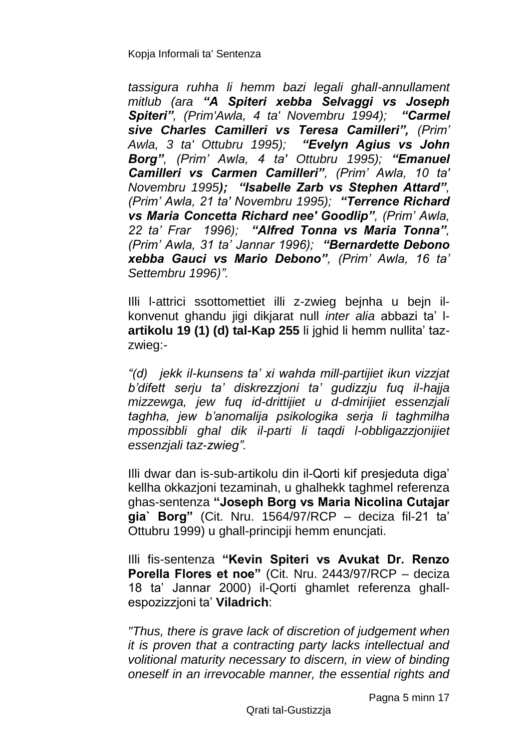*tassigura ruhha li hemm bazi legali ghall-annullament mitlub (ara **"A Spiteri xebba Selvaggi vs Joseph Spiteri"**, (Prim'Awla, 4 ta' Novembru 1994); **"Carmel sive Charles Camilleri vs Teresa Camilleri",** (Prim' Awla, 3 ta' Ottubru 1995); **"Evelyn Agius vs John Borg"**, (Prim' Awla, 4 ta' Ottubru 1995); **"Emanuel Camilleri vs Carmen Camilleri"**, (Prim' Awla, 10 ta' Novembru 1995**);** **"Isabelle Zarb vs Stephen Attard"**, (Prim' Awla, 21 ta' Novembru 1995); **"Terrence Richard vs Maria Concetta Richard nee' Goodlip"**, (Prim' Awla, 22 ta' Frar 1996); **"Alfred Tonna vs Maria Tonna"**, (Prim' Awla, 31 ta' Jannar 1996); **"Bernardette Debono xebba Gauci vs Mario Debono"**, (Prim' Awla, 16 ta' Settembru 1996)".*

Illi l-attrici ssottomettiet illi z-zwieg bejnha u bejn il-konvenut ghandu jigi dikjarat null *inter alia* abbazi ta' l-**artikolu 19 (1) (d) tal-Kap 255** li jghid li hemm nullita' taz-zwieg:-

*"(d) jekk il-kunsens ta' xi wahda mill-partijiet ikun vizzjat b'difett serju ta' diskrezzjoni ta' gudizzju fuq il-hajja mizzewga, jew fuq id-drittijiet u d-dmirijiet essenzjali taghha, jew b'anomalija psikologika serja li taghmilha mpossibbli ghal dik il-parti li taqdi l-obbligazzjonijiet essenzjali taz-zwieg".*

Illi dwar dan is-sub-artikolu din il-Qorti kif presjeduta diga' kellha okkazjoni tezaminah, u ghalhekk taghmel referenza ghas-sentenza **"Joseph Borg vs Maria Nicolina Cutajar gia` Borg"** (Cit. Nru. 1564/97/RCP – deciza fil-21 ta' Ottubru 1999) u ghall-principji hemm enuncjati.

Illi fis-sentenza **"Kevin Spiteri vs Avukat Dr. Renzo Porella Flores et noe"** (Cit. Nru. 2443/97/RCP – deciza 18 ta' Jannar 2000) il-Qorti ghamlet referenza ghall-espozizzjoni ta' **Viladrich**:

*"Thus, there is grave lack of discretion of judgement when it is proven that a contracting party lacks intellectual and volitional maturity necessary to discern, in view of binding oneself in an irrevocable manner, the essential rights and*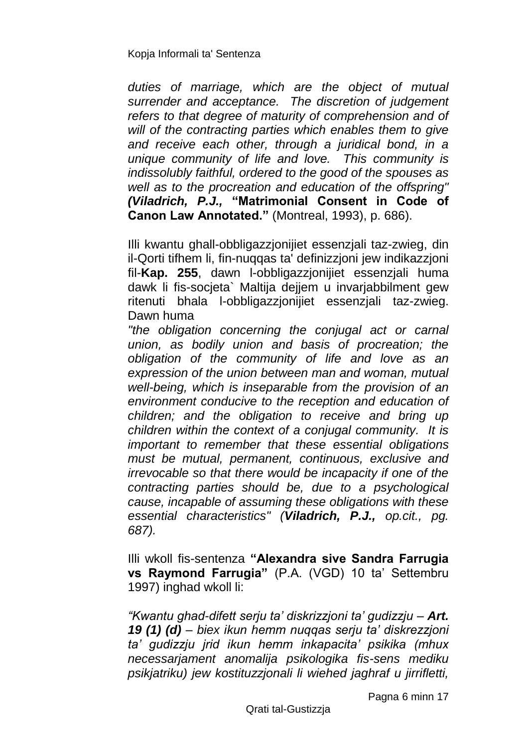*duties of marriage, which are the object of mutual surrender and acceptance. The discretion of judgement refers to that degree of maturity of comprehension and of will of the contracting parties which enables them to give and receive each other, through a juridical bond, in a unique community of life and love. This community is indissolubly faithful, ordered to the good of the spouses as well as to the procreation and education of the offspring" (Viladrich, P.J.,* **"Matrimonial Consent in Code of Canon Law Annotated."** (Montreal, 1993), p. 686).

Illi kwantu ghall-obbligazzjonijiet essenzjali taz-zwieg, din il-Qorti tifhem li, fin-nuqqas ta' definizzjoni jew indikazzjoni fil-**Kap. 255**, dawn l-obbligazzjonijiet essenzjali huma dawk li fis-socjeta` Maltija dejjem u invarjabbilment gew ritenuti bhala l-obbligazzjonijiet essenzjali taz-zwieg. Dawn huma

*"the obligation concerning the conjugal act or carnal union, as bodily union and basis of procreation; the obligation of the community of life and love as an expression of the union between man and woman, mutual well-being, which is inseparable from the provision of an environment conducive to the reception and education of children; and the obligation to receive and bring up children within the context of a conjugal community. It is important to remember that these essential obligations must be mutual, permanent, continuous, exclusive and irrevocable so that there would be incapacity if one of the contracting parties should be, due to a psychological cause, incapable of assuming these obligations with these essential characteristics" (**Viladrich, P.J.,** op.cit., pg. 687).*

Illi wkoll fis-sentenza **"Alexandra sive Sandra Farrugia vs Raymond Farrugia"** (P.A. (VGD) 10 ta' Settembru 1997) inghad wkoll li:

*"Kwantu ghad-difett serju ta' diskrizzjoni ta' gudizzju – **Art. 19 (1) (d)** – biex ikun hemm nuqqas serju ta' diskrezzjoni ta' gudizzju jrid ikun hemm inkapacita' psikika (mhux necessarjament anomalija psikologika fis-sens mediku psikjatriku) jew kostituzzjonali li wiehed jaghraf u jirrifletti,*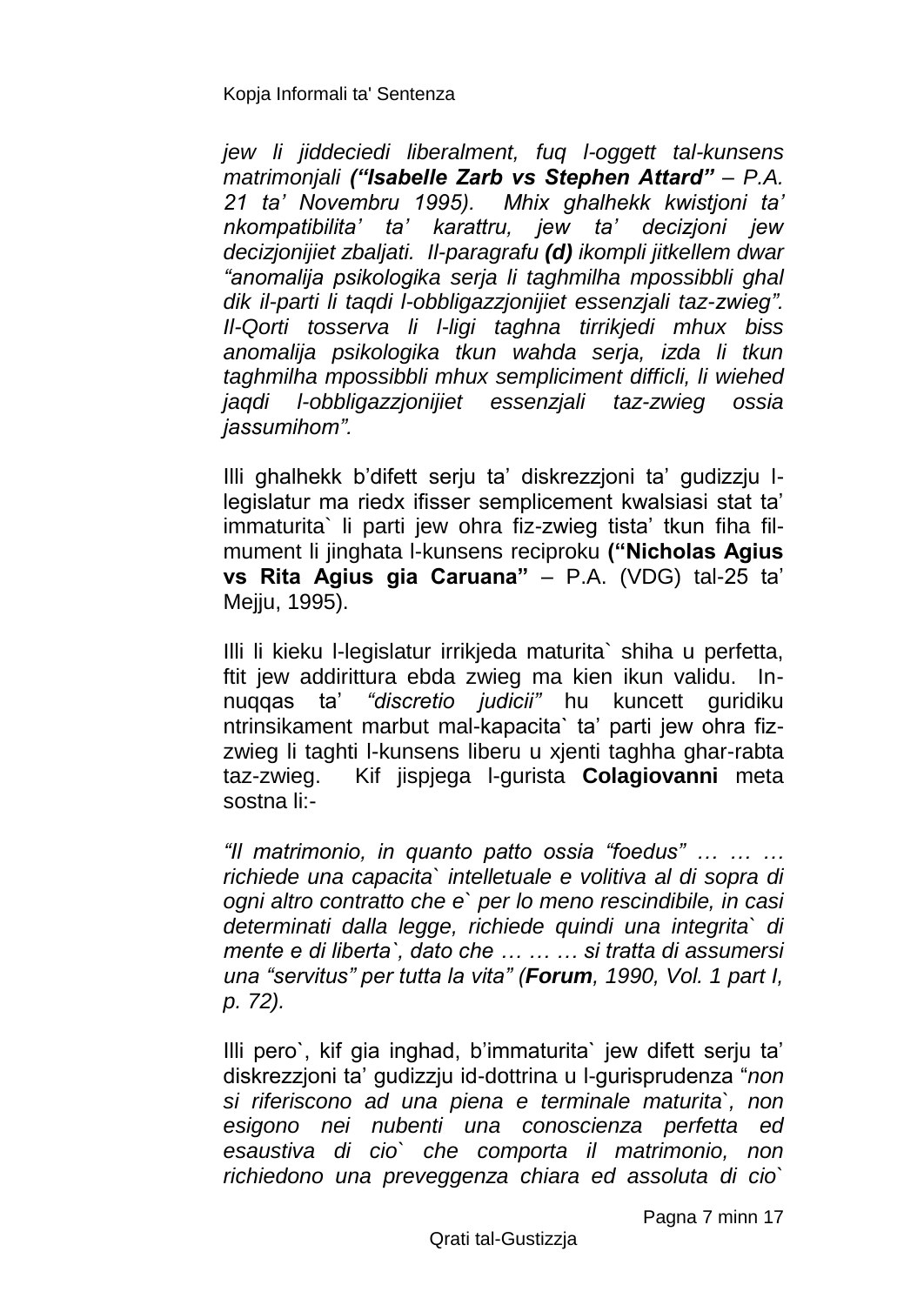*jew li jiddeciedi liberalment, fuq l-oggett tal-kunsens matrimonjali **("Isabelle Zarb vs Stephen Attard"** – P.A. 21 ta' Novembru 1995). Mhix ghalhekk kwistjoni ta' nkompatibilita' ta' karattru, jew ta' decizjoni jew decizjonijiet zbaljati. Il-paragrafu **(d)** ikompli jitkellem dwar "anomalija psikologika serja li taghmilha mpossibbli ghal dik il-parti li taqdi l-obbligazzjonijiet essenzjali taz-zwieg". Il-Qorti tosserva li l-ligi taghna tirrikjedi mhux biss anomalija psikologika tkun wahda serja, izda li tkun taghmilha mpossibbli mhux sempliciment difficli, li wiehed jaqdi l-obbligazzjonijiet essenzjali taz-zwieg ossia jassumihom".*

Illi ghalhekk b'difett serju ta' diskrezzjoni ta' gudizzju l-legislatur ma riedx ifisser semplicement kwalsiasi stat ta' immaturita` li parti jew ohra fiz-zwieg tista' tkun fiha fil-mument li jinghata l-kunsens reciproku **("Nicholas Agius vs Rita Agius gia Caruana"** – P.A. (VDG) tal-25 ta' Mejju, 1995).

Illi li kieku l-legislatur irrikjeda maturita` shiha u perfetta, ftit jew addirittura ebda zwieg ma kien ikun validu. In-nuqqas ta' *"discretio judicii"* hu kuncett guridiku ntrinsikament marbut mal-kapacita` ta' parti jew ohra fiz-zwieg li taghti l-kunsens liberu u xjenti taghha ghar-rabta taz-zwieg. Kif jispjega l-gurista **Colagiovanni** meta sostna li:-

*"Il matrimonio, in quanto patto ossia "foedus" … … … richiede una capacita` intelletuale e volitiva al di sopra di ogni altro contratto che e` per lo meno rescindibile, in casi determinati dalla legge, richiede quindi una integrita` di mente e di liberta`, dato che … … … si tratta di assumersi una "servitus" per tutta la vita" (**Forum**, 1990, Vol. 1 part I, p. 72).*

Illi pero`, kif gia inghad, b'immaturita` jew difett serju ta' diskrezzjoni ta' gudizzju id-dottrina u l-gurisprudenza "*non si riferiscono ad una piena e terminale maturita`, non esigono nei nubenti una conoscienza perfetta ed esaustiva di cio` che comporta il matrimonio, non richiedono una preveggenza chiara ed assoluta di cio`*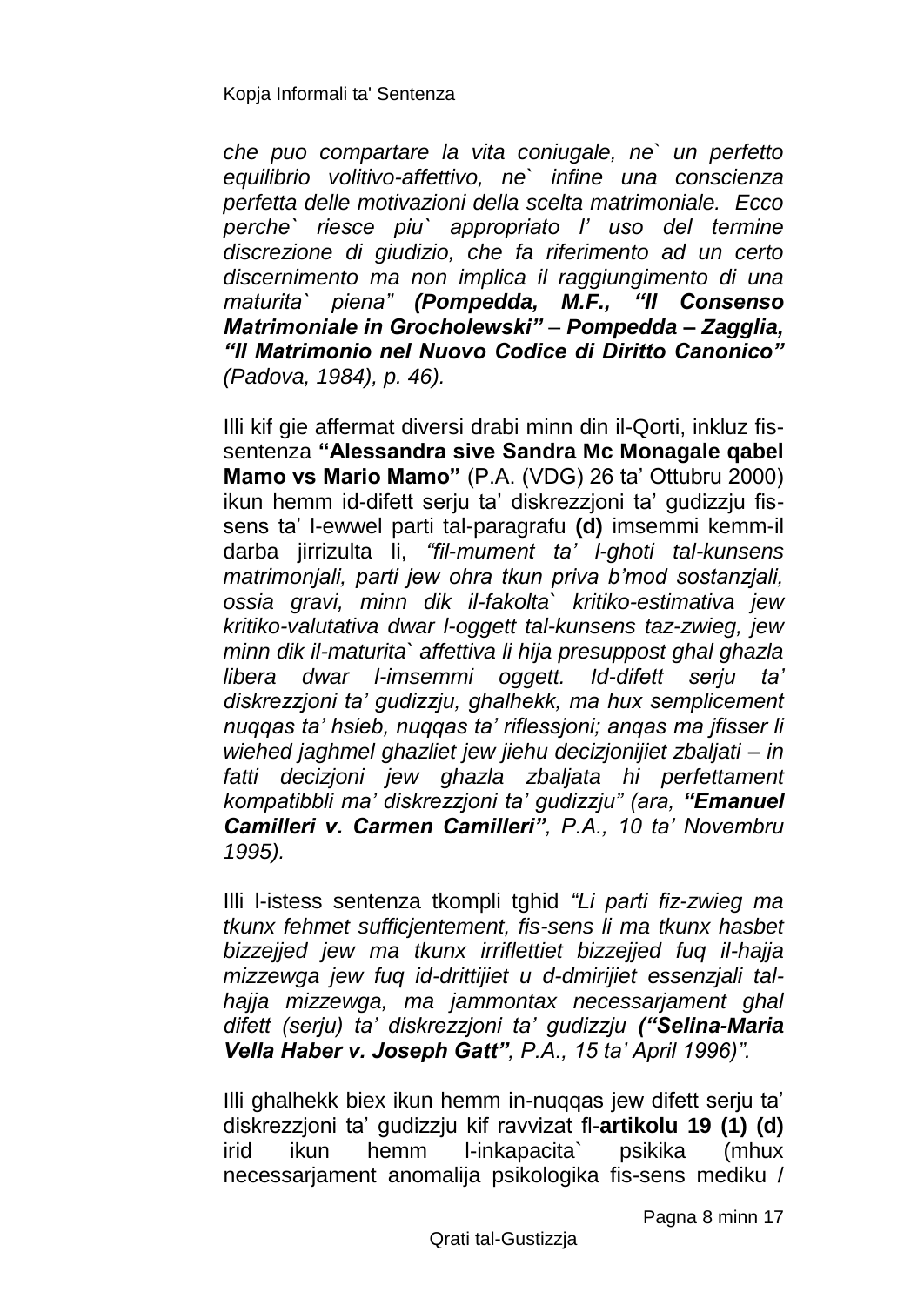*che puo compartare la vita coniugale, ne` un perfetto equilibrio volitivo-affettivo, ne` infine una conscienza perfetta delle motivazioni della scelta matrimoniale. Ecco perche` riesce piu` appropriato l' uso del termine discrezione di giudizio, che fa riferimento ad un certo discernimento ma non implica il raggiungimento di una maturita` piena" **(Pompedda, M.F., "Il Consenso Matrimoniale in Grocholewski" – Pompedda – Zagglia, "Il Matrimonio nel Nuovo Codice di Diritto Canonico"** (Padova, 1984), p. 46).*

Illi kif gie affermat diversi drabi minn din il-Qorti, inkluz fis-sentenza **"Alessandra sive Sandra Mc Monagale qabel Mamo vs Mario Mamo"** (P.A. (VDG) 26 ta' Ottubru 2000) ikun hemm id-difett serju ta' diskrezzjoni ta' gudizzju fis-sens ta' l-ewwel parti tal-paragrafu **(d)** imsemmi kemm-il darba jirrizulta li, *"fil-mument ta' l-ghoti tal-kunsens matrimonjali, parti jew ohra tkun priva b'mod sostanzjali, ossia gravi, minn dik il-fakolta` kritiko-estimativa jew kritiko-valutativa dwar l-oggett tal-kunsens taz-zwieg, jew minn dik il-maturita` affettiva li hija presuppost ghal ghazla libera dwar l-imsemmi oggett. Id-difett serju ta' diskrezzjoni ta' gudizzju, ghalhekk, ma hux semplicement nuqqas ta' hsieb, nuqqas ta' riflessjoni; anqas ma jfisser li wiehed jaghmel ghazliet jew jiehu decizjonijiet zbaljati – in fatti decizjoni jew ghazla zbaljata hi perfettament kompatibbli ma' diskrezzjoni ta' gudizzju" (ara, **"Emanuel Camilleri v. Carmen Camilleri"**, P.A., 10 ta' Novembru 1995).*

Illi l-istess sentenza tkompli tghid *"Li parti fiz-zwieg ma tkunx fehmet sufficjentement, fis-sens li ma tkunx hasbet bizzejjed jew ma tkunx irriflettiet bizzejjed fuq il-hajja mizzewga jew fuq id-drittijiet u d-dmirijiet essenzjali tal-hajja mizzewga, ma jammontax necessarjament ghal difett (serju) ta' diskrezzjoni ta' gudizzju **("Selina-Maria Vella Haber v. Joseph Gatt"**, P.A., 15 ta' April 1996)".*

Illi ghalhekk biex ikun hemm in-nuqqas jew difett serju ta' diskrezzjoni ta' gudizzju kif ravvizat fl-**artikolu 19 (1) (d)** irid ikun hemm l-inkapacita` psikika (mhux necessarjament anomalija psikologika fis-sens mediku /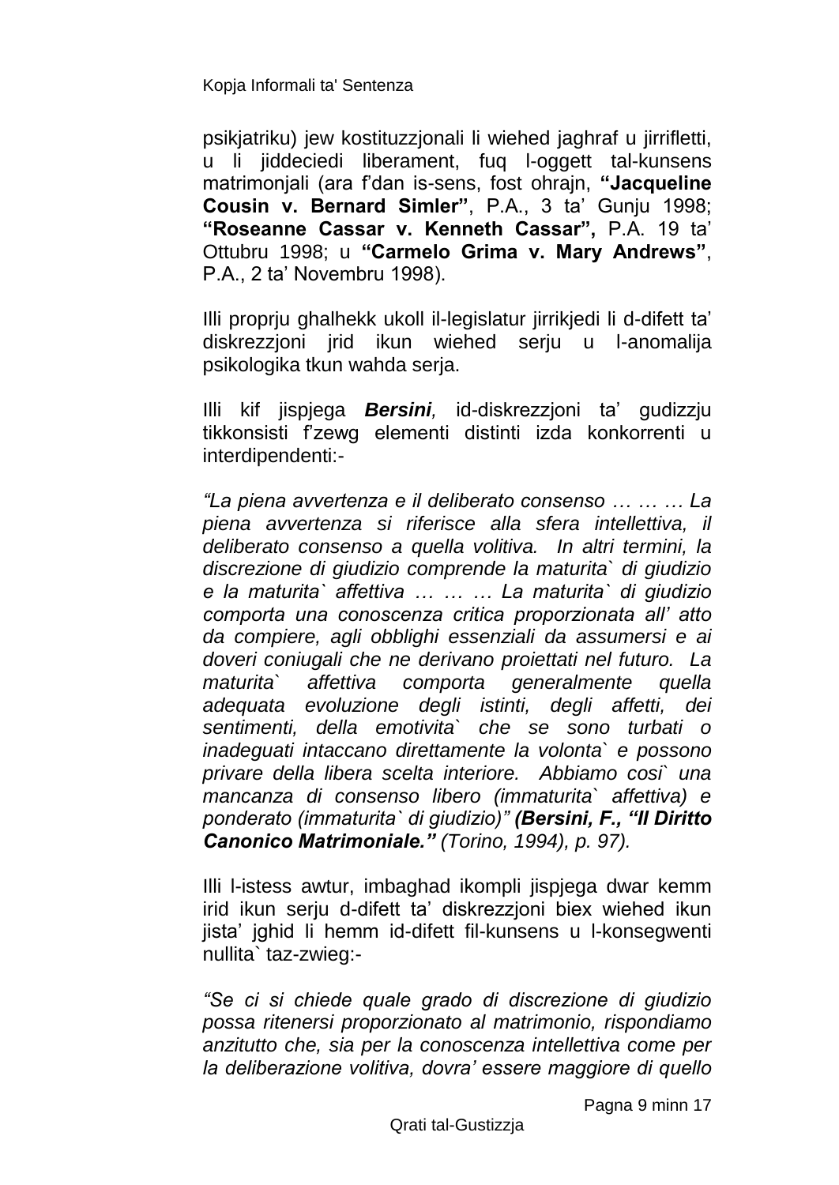psikjatriku) jew kostituzzjonali li wiehed jaghraf u jirrifletti, u li jiddeciedi liberament, fuq l-oggett tal-kunsens matrimonjali (ara f'dan is-sens, fost ohrajn, **"Jacqueline Cousin v. Bernard Simler"**, P.A., 3 ta' Gunju 1998; **"Roseanne Cassar v. Kenneth Cassar",** P.A. 19 ta' Ottubru 1998; u **"Carmelo Grima v. Mary Andrews"**, P.A., 2 ta' Novembru 1998).

Illi proprju ghalhekk ukoll il-legislatur jirrikjedi li d-difett ta' diskrezzjoni jrid ikun wiehed serju u l-anomalija psikologika tkun wahda serja.

Illi kif jispjega ***Bersini,*** id-diskrezzjoni ta' gudizzju tikkonsisti f'zewg elementi distinti izda konkorrenti u interdipendenti:-

*"La piena avvertenza e il deliberato consenso … … … La piena avvertenza si riferisce alla sfera intellettiva, il deliberato consenso a quella volitiva. In altri termini, la discrezione di giudizio comprende la maturita` di giudizio e la maturita` affettiva … … … La maturita` di giudizio comporta una conoscenza critica proporzionata all' atto da compiere, agli obblighi essenziali da assumersi e ai doveri coniugali che ne derivano proiettati nel futuro. La maturita` affettiva comporta generalmente quella adequata evoluzione degli istinti, degli affetti, dei sentimenti, della emotivita` che se sono turbati o inadeguati intaccano direttamente la volonta` e possono privare della libera scelta interiore. Abbiamo cosi` una mancanza di consenso libero (immaturita` affettiva) e ponderato (immaturita` di giudizio)"* ***(Bersini, F., "Il Diritto Canonico Matrimoniale."*** *(Torino, 1994), p. 97).*

Illi l-istess awtur, imbaghad ikompli jispjega dwar kemm irid ikun serju d-difett ta' diskrezzjoni biex wiehed ikun jista' jghid li hemm id-difett fil-kunsens u l-konsegwenti nullita` taz-zwieg:-

*"Se ci si chiede quale grado di discrezione di giudizio possa ritenersi proporzionato al matrimonio, rispondiamo anzitutto che, sia per la conoscenza intellettiva come per la deliberazione volitiva, dovra' essere maggiore di quello*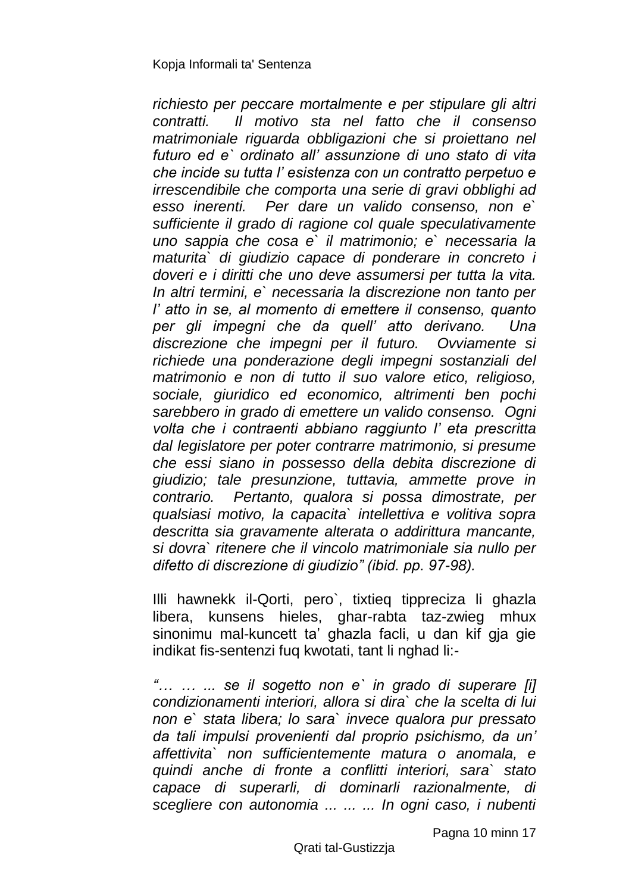*richiesto per peccare mortalmente e per stipulare gli altri contratti. Il motivo sta nel fatto che il consenso matrimoniale riguarda obbligazioni che si proiettano nel futuro ed e` ordinato all' assunzione di uno stato di vita che incide su tutta l' esistenza con un contratto perpetuo e irrescendibile che comporta una serie di gravi obblighi ad esso inerenti. Per dare un valido consenso, non e` sufficiente il grado di ragione col quale speculativamente uno sappia che cosa e` il matrimonio; e` necessaria la maturita` di giudizio capace di ponderare in concreto i doveri e i diritti che uno deve assumersi per tutta la vita. In altri termini, e` necessaria la discrezione non tanto per l' atto in se, al momento di emettere il consenso, quanto per gli impegni che da quell' atto derivano. Una discrezione che impegni per il futuro. Ovviamente si richiede una ponderazione degli impegni sostanziali del matrimonio e non di tutto il suo valore etico, religioso, sociale, giuridico ed economico, altrimenti ben pochi sarebbero in grado di emettere un valido consenso. Ogni volta che i contraenti abbiano raggiunto l' eta prescritta dal legislatore per poter contrarre matrimonio, si presume che essi siano in possesso della debita discrezione di giudizio; tale presunzione, tuttavia, ammette prove in contrario. Pertanto, qualora si possa dimostrate, per qualsiasi motivo, la capacita` intellettiva e volitiva sopra descritta sia gravamente alterata o addirittura mancante, si dovra` ritenere che il vincolo matrimoniale sia nullo per difetto di discrezione di giudizio" (ibid. pp. 97-98).*

Illi hawnekk il-Qorti, pero`, tixtieq tippreciza li ghazla libera, kunsens hieles, ghar-rabta taz-zwieg mhux sinonimu mal-kuncett ta' ghazla facli, u dan kif gja gie indikat fis-sentenzi fuq kwotati, tant li nghad li:-

*"… … ... se il sogetto non e` in grado di superare [i] condizionamenti interiori, allora si dira` che la scelta di lui non e` stata libera; lo sara` invece qualora pur pressato da tali impulsi provenienti dal proprio psichismo, da un' affettivita` non sufficientemente matura o anomala, e quindi anche di fronte a conflitti interiori, sara` stato capace di superarli, di dominarli razionalmente, di scegliere con autonomia ... ... ... In ogni caso, i nubenti*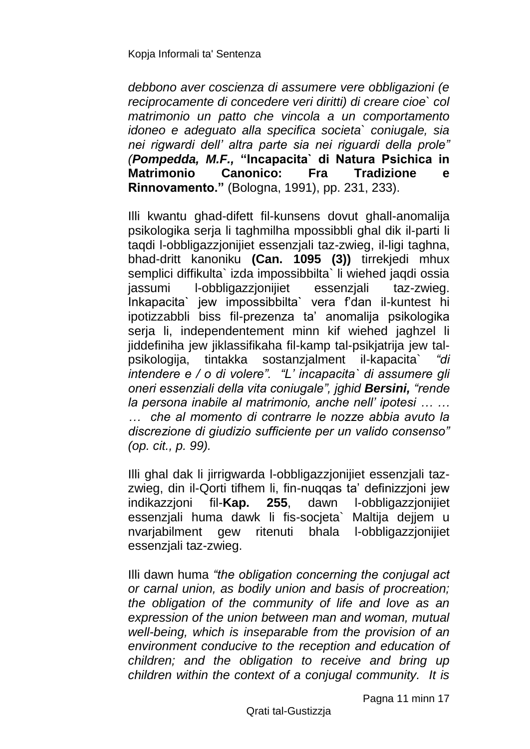*debbono aver coscienza di assumere vere obbligazioni (e reciprocamente di concedere veri diritti) di creare cioe` col matrimonio un patto che vincola a un comportamento idoneo e adeguato alla specifica societa` coniugale, sia nei rigwardi dell' altra parte sia nei riguardi della prole" (**Pompedda, M.F.,*** **"Incapacita` di Natura Psichica in Matrimonio Canonico: Fra Tradizione e Rinnovamento."** (Bologna, 1991), pp. 231, 233).

Illi kwantu ghad-difett fil-kunsens dovut ghall-anomalija psikologika serja li taghmilha mpossibbli ghal dik il-parti li taqdi l-obbligazzjonijiet essenzjali taz-zwieg, il-ligi taghna, bhad-dritt kanoniku **(Can. 1095 (3))** tirrekjedi mhux semplici diffikulta` izda impossibbilta` li wiehed jaqdi ossia jassumi l-obbligazzjonijiet essenzjali taz-zwieg. Inkapacita` jew impossibbilta` vera f'dan il-kuntest hi ipotizzabbli biss fil-prezenza ta' anomalija psikologika serja li, independentement minn kif wiehed jaghzel li jiddefiniha jew jiklassifikaha fil-kamp tal-psikjatrija jew tal-psikologija, tintakka sostanzjalment il-kapacita` *"di intendere e / o di volere". "L' incapacita` di assumere gli oneri essenziali della vita coniugale", jghid **Bersini,** "rende la persona inabile al matrimonio, anche nell' ipotesi … … … che al momento di contrarre le nozze abbia avuto la discrezione di giudizio sufficiente per un valido consenso" (op. cit., p. 99).*

Illi ghal dak li jirrigwarda l-obbligazzjonijiet essenzjali taz-zwieg, din il-Qorti tifhem li, fin-nuqqas ta' definizzjoni jew indikazzjoni fil-**Kap. 255**, dawn l-obbligazzjonijiet essenzjali huma dawk li fis-socjeta` Maltija dejjem u nvarjabilment gew ritenuti bhala l-obbligazzjonijiet essenzjali taz-zwieg.

Illi dawn huma *"the obligation concerning the conjugal act or carnal union, as bodily union and basis of procreation; the obligation of the community of life and love as an expression of the union between man and woman, mutual well-being, which is inseparable from the provision of an environment conducive to the reception and education of children; and the obligation to receive and bring up children within the context of a conjugal community. It is*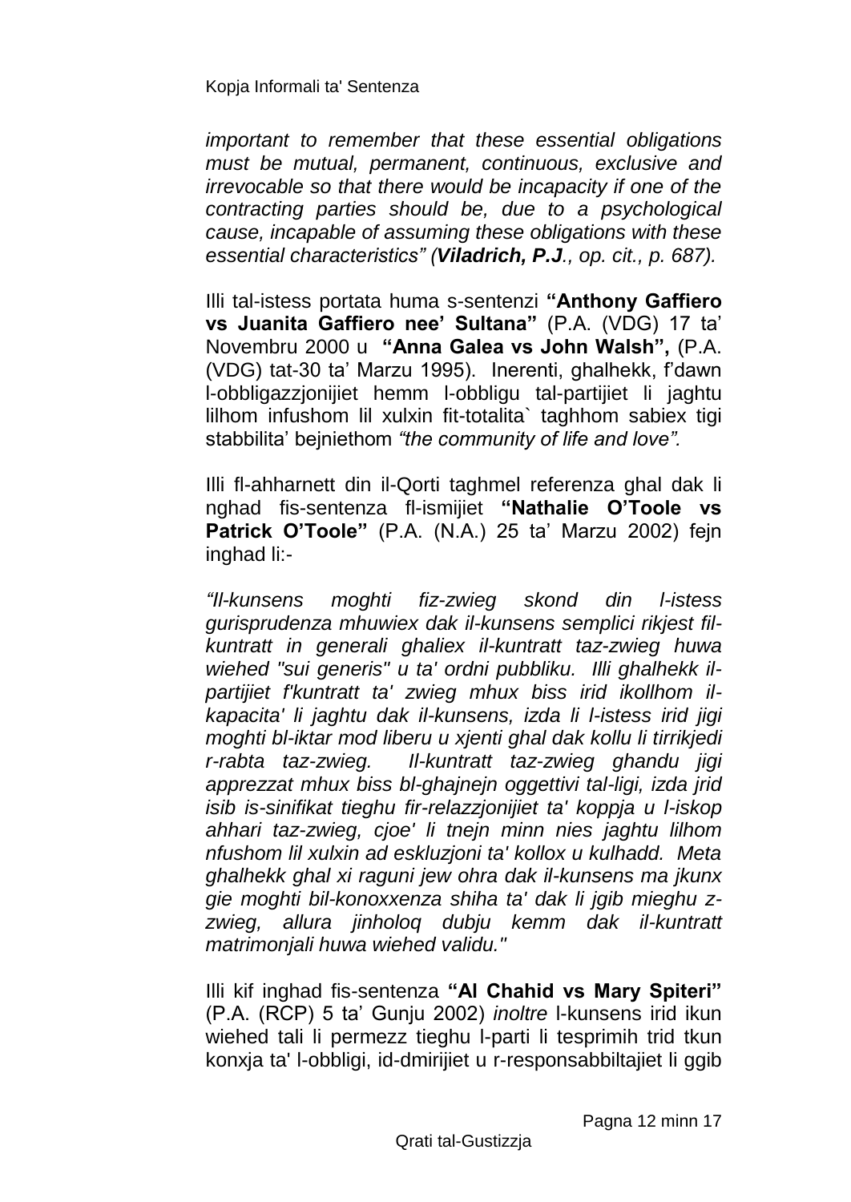*important to remember that these essential obligations must be mutual, permanent, continuous, exclusive and irrevocable so that there would be incapacity if one of the contracting parties should be, due to a psychological cause, incapable of assuming these obligations with these essential characteristics" (**Viladrich, P.J**., op. cit., p. 687).*

Illi tal-istess portata huma s-sentenzi **"Anthony Gaffiero vs Juanita Gaffiero nee' Sultana"** (P.A. (VDG) 17 ta' Novembru 2000 u **"Anna Galea vs John Walsh",** (P.A. (VDG) tat-30 ta' Marzu 1995). Inerenti, ghalhekk, f'dawn l-obbligazzjonijiet hemm l-obbligu tal-partijiet li jaghtu lilhom infushom lil xulxin fit-totalita` taghhom sabiex tigi stabbilita' bejniethom *"the community of life and love".*

Illi fl-ahharnett din il-Qorti taghmel referenza ghal dak li nghad fis-sentenza fl-ismijiet **"Nathalie O'Toole vs Patrick O'Toole"** (P.A. (N.A.) 25 ta' Marzu 2002) fejn inghad li:-

*"Il-kunsens moghti fiz-zwieg skond din l-istess gurisprudenza mhuwiex dak il-kunsens semplici rikjest fil-kuntratt in generali ghaliex il-kuntratt taz-zwieg huwa wiehed "sui generis" u ta' ordni pubbliku. Illi ghalhekk il-partijiet f'kuntratt ta' zwieg mhux biss irid ikollhom il-kapacita' li jaghtu dak il-kunsens, izda li l-istess irid jigi moghti bl-iktar mod liberu u xjenti ghal dak kollu li tirrikjedi r-rabta taz-zwieg. Il-kuntratt taz-zwieg ghandu jigi apprezzat mhux biss bl-ghajnejn oggettivi tal-ligi, izda jrid isib is-sinifikat tieghu fir-relazzjonijiet ta' koppja u l-iskop ahhari taz-zwieg, cjoe' li tnejn minn nies jaghtu lilhom nfushom lil xulxin ad eskluzjoni ta' kollox u kulhadd. Meta ghalhekk ghal xi raguni jew ohra dak il-kunsens ma jkunx gie moghti bil-konoxxenza shiha ta' dak li jgib mieghu z-zwieg, allura jinholoq dubju kemm dak il-kuntratt matrimonjali huwa wiehed validu."*

Illi kif inghad fis-sentenza **"Al Chahid vs Mary Spiteri"** (P.A. (RCP) 5 ta' Gunju 2002) *inoltre* l-kunsens irid ikun wiehed tali li permezz tieghu l-parti li tesprimih trid tkun konxja ta' l-obbligi, id-dmirijiet u r-responsabbiltajiet li ggib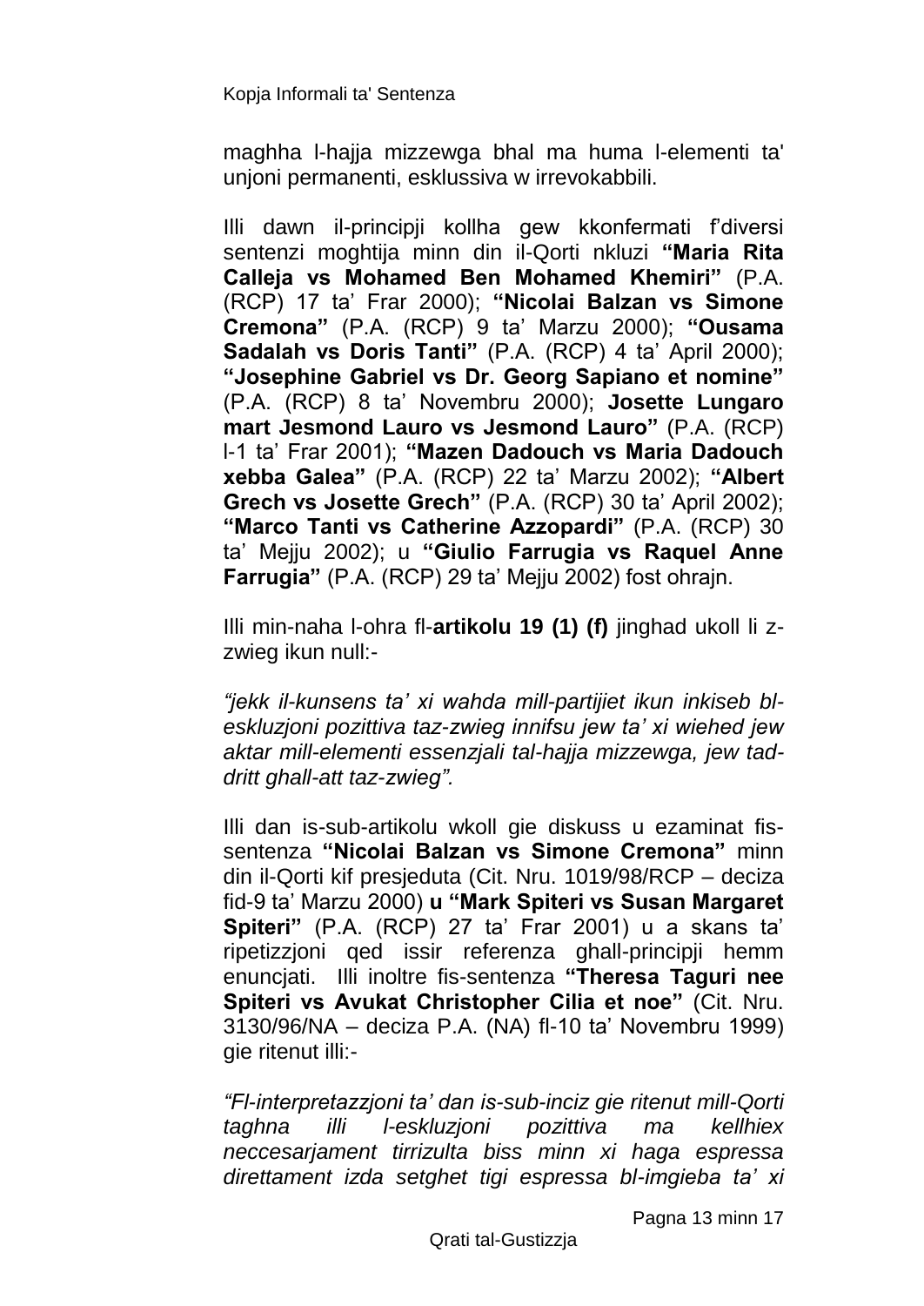maghha l-hajja mizzewga bhal ma huma l-elementi ta' unjoni permanenti, esklussiva w irrevokabbili.

Illi dawn il-principji kollha gew kkonfermati f'diversi sentenzi moghtija minn din il-Qorti nkluzi **"Maria Rita Calleja vs Mohamed Ben Mohamed Khemiri"** (P.A. (RCP) 17 ta' Frar 2000); **"Nicolai Balzan vs Simone Cremona"** (P.A. (RCP) 9 ta' Marzu 2000); **"Ousama Sadalah vs Doris Tanti"** (P.A. (RCP) 4 ta' April 2000); **"Josephine Gabriel vs Dr. Georg Sapiano et nomine"** (P.A. (RCP) 8 ta' Novembru 2000); **Josette Lungaro mart Jesmond Lauro vs Jesmond Lauro"** (P.A. (RCP) l-1 ta' Frar 2001); **"Mazen Dadouch vs Maria Dadouch xebba Galea"** (P.A. (RCP) 22 ta' Marzu 2002); **"Albert Grech vs Josette Grech"** (P.A. (RCP) 30 ta' April 2002); **"Marco Tanti vs Catherine Azzopardi"** (P.A. (RCP) 30 ta' Mejju 2002); u **"Giulio Farrugia vs Raquel Anne Farrugia"** (P.A. (RCP) 29 ta' Mejju 2002) fost ohrajn.

Illi min-naha l-ohra fl-**artikolu 19 (1) (f)** jinghad ukoll li z-zwieg ikun null:-

*"jekk il-kunsens ta' xi wahda mill-partijiet ikun inkiseb bl-eskluzjoni pozittiva taz-zwieg innifsu jew ta' xi wiehed jew aktar mill-elementi essenzjali tal-hajja mizzewga, jew tad-dritt ghall-att taz-zwieg".*

Illi dan is-sub-artikolu wkoll gie diskuss u ezaminat fis-sentenza **"Nicolai Balzan vs Simone Cremona"** minn din il-Qorti kif presjeduta (Cit. Nru. 1019/98/RCP – deciza fid-9 ta' Marzu 2000) **u "Mark Spiteri vs Susan Margaret Spiteri"** (P.A. (RCP) 27 ta' Frar 2001) u a skans ta' ripetizzjoni qed issir referenza ghall-principji hemm enuncjati. Illi inoltre fis-sentenza **"Theresa Taguri nee Spiteri vs Avukat Christopher Cilia et noe"** (Cit. Nru. 3130/96/NA – deciza P.A. (NA) fl-10 ta' Novembru 1999) gie ritenut illi:-

*"Fl-interpretazzjoni ta' dan is-sub-inciz gie ritenut mill-Qorti taghna illi l-eskluzjoni pozittiva ma kellhiex neccesarjament tirrizulta biss minn xi haga espressa direttament izda setghet tigi espressa bl-imgieba ta' xi*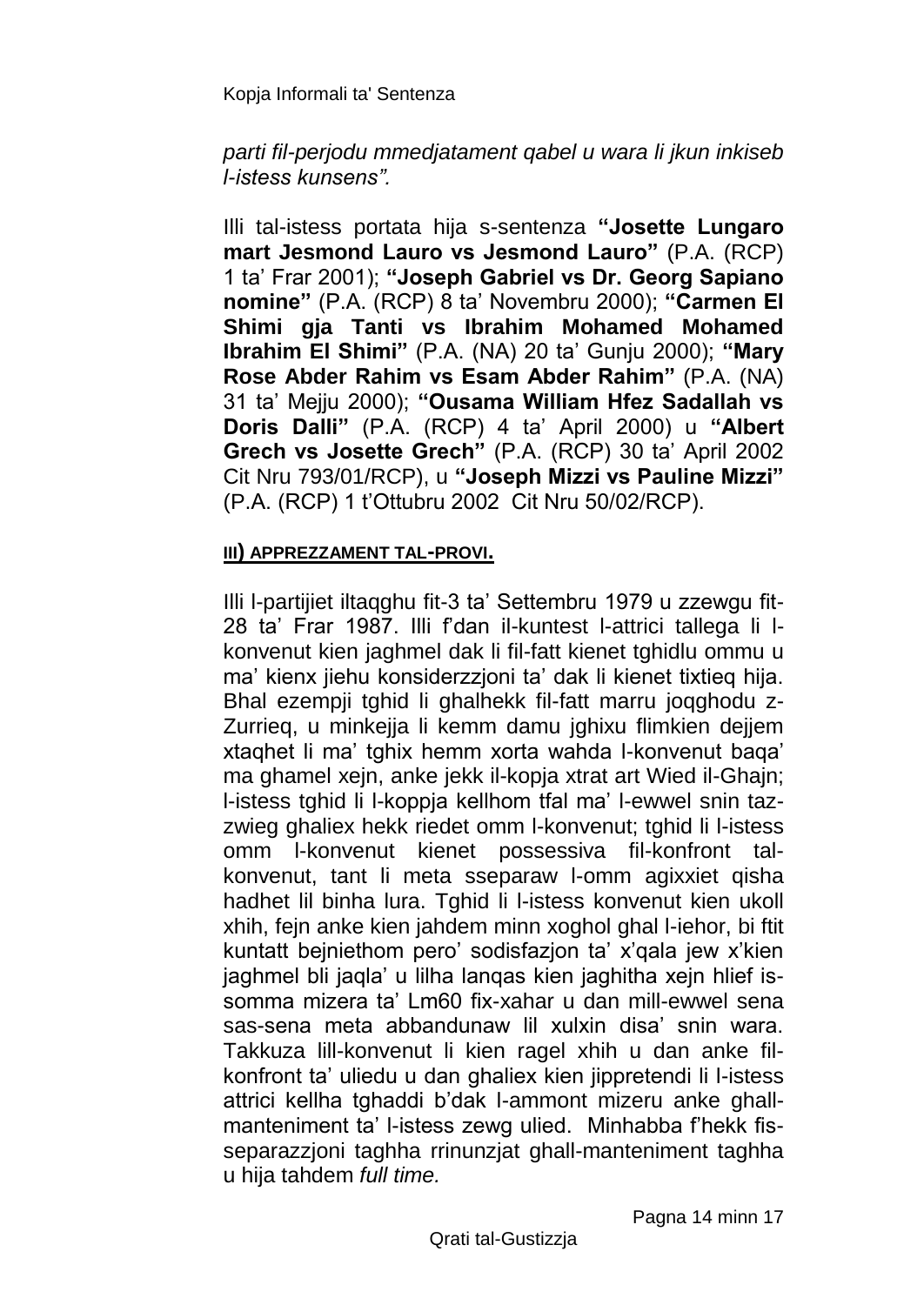*parti fil-perjodu mmedjatament qabel u wara li jkun inkiseb l-istess kunsens".*

Illi tal-istess portata hija s-sentenza **"Josette Lungaro mart Jesmond Lauro vs Jesmond Lauro"** (P.A. (RCP) 1 ta' Frar 2001); **"Joseph Gabriel vs Dr. Georg Sapiano nomine"** (P.A. (RCP) 8 ta' Novembru 2000); **"Carmen El Shimi gja Tanti vs Ibrahim Mohamed Mohamed Ibrahim El Shimi"** (P.A. (NA) 20 ta' Gunju 2000); **"Mary Rose Abder Rahim vs Esam Abder Rahim"** (P.A. (NA) 31 ta' Mejju 2000); **"Ousama William Hfez Sadallah vs Doris Dalli"** (P.A. (RCP) 4 ta' April 2000) u **"Albert Grech vs Josette Grech"** (P.A. (RCP) 30 ta' April 2002 Cit Nru 793/01/RCP), u **"Joseph Mizzi vs Pauline Mizzi"** (P.A. (RCP) 1 t'Ottubru 2002 Cit Nru 50/02/RCP).

**III) APPREZZAMENT TAL-PROVI.**

Illi l-partijiet iltaqghu fit-3 ta' Settembru 1979 u zzewgu fit-28 ta' Frar 1987. Illi f'dan il-kuntest l-attrici tallega li l-konvenut kien jaghmel dak li fil-fatt kienet tghidlu ommu u ma' kienx jiehu konsiderzzjoni ta' dak li kienet tixtieq hija. Bhal ezempji tghid li ghalhekk fil-fatt marru joqghodu z-Zurrieq, u minkejja li kemm damu jghixu flimkien dejjem xtaqhet li ma' tghix hemm xorta wahda l-konvenut baqa' ma ghamel xejn, anke jekk il-kopja xtrat art Wied il-Ghajn; l-istess tghid li l-koppja kellhom tfal ma' l-ewwel snin taz-zwieg ghaliex hekk riedet omm l-konvenut; tghid li l-istess omm l-konvenut kienet possessiva fil-konfront tal-konvenut, tant li meta sseparaw l-omm agixxiet qisha hadhet lil binha lura. Tghid li l-istess konvenut kien ukoll xhih, fejn anke kien jahdem minn xoghol ghal l-iehor, bi ftit kuntatt bejniethom pero' sodisfazjon ta' x'qala jew x'kien jaghmel bli jaqla' u lilha lanqas kien jaghitha xejn hlief is-somma mizera ta' Lm60 fix-xahar u dan mill-ewwel sena sas-sena meta abbandunaw lil xulxin disa' snin wara. Takkuza lill-konvenut li kien ragel xhih u dan anke fil-konfront ta' uliedu u dan ghaliex kien jippretendi li l-istess attrici kellha tghaddi b'dak l-ammont mizeru anke ghall-manteniment ta' l-istess zewg ulied. Minhabba f'hekk fis-separazzjoni taghha rrinunzjat ghall-manteniment taghha u hija tahdem *full time.*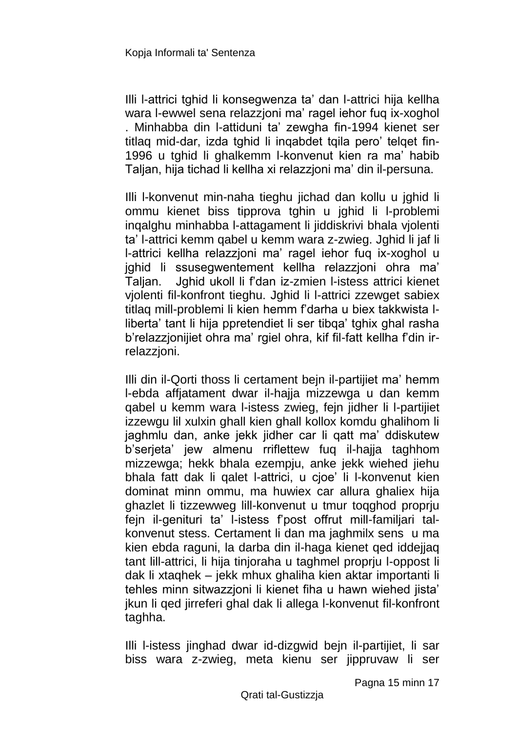Illi l-attrici tghid li konsegwenza ta' dan l-attrici hija kellha wara l-ewwel sena relazzjoni ma' ragel iehor fuq ix-xoghol . Minhabba din l-attiduni ta' zewgha fin-1994 kienet ser titlaq mid-dar, izda tghid li inqabdet tqila pero' telqet fin-1996 u tghid li ghalkemm l-konvenut kien ra ma' habib Taljan, hija tichad li kellha xi relazzjoni ma' din il-persuna.

Illi l-konvenut min-naha tieghu jichad dan kollu u jghid li ommu kienet biss tipprova tghin u jghid li l-problemi inqalghu minhabba l-attagament li jiddiskrivi bhala vjolenti ta' l-attrici kemm qabel u kemm wara z-zwieg. Jghid li jaf li l-attrici kellha relazzjoni ma' ragel iehor fuq ix-xoghol u jghid li ssusegwentement kellha relazzjoni ohra ma' Taljan. Jghid ukoll li f'dan iz-zmien l-istess attrici kienet vjolenti fil-konfront tieghu. Jghid li l-attrici zzewget sabiex titlaq mill-problemi li kien hemm f'darha u biex takkwista l-liberta' tant li hija ppretendiet li ser tibqa' tghix ghal rasha b'relazzjonijiet ohra ma' rgiel ohra, kif fil-fatt kellha f'din ir-relazzjoni.

Illi din il-Qorti thoss li certament bejn il-partijiet ma' hemm l-ebda affjatament dwar il-hajja mizzewga u dan kemm qabel u kemm wara l-istess zwieg, fejn jidher li l-partijiet izzewgu lil xulxin ghall kien ghall kollox komdu ghalihom li jaghmlu dan, anke jekk jidher car li qatt ma' ddiskutew b'serjeta' jew almenu rriflettew fuq il-hajja taghhom mizzewga; hekk bhala ezempju, anke jekk wiehed jiehu bhala fatt dak li qalet l-attrici, u cjoe' li l-konvenut kien dominat minn ommu, ma huwiex car allura ghaliex hija ghazlet li tizzewweg lill-konvenut u tmur toqghod proprju fejn il-genituri ta' l-istess f'post offrut mill-familjari tal-konvenut stess. Certament li dan ma jaghmilx sens u ma kien ebda raguni, la darba din il-haga kienet qed iddejjaq tant lill-attrici, li hija tinjoraha u taghmel proprju l-oppost li dak li xtaqhek – jekk mhux ghaliha kien aktar importanti li tehles minn sitwazzjoni li kienet fiha u hawn wiehed jista' jkun li qed jirreferi ghal dak li allega l-konvenut fil-konfront taghha.

Illi l-istess jinghad dwar id-dizgwid bejn il-partijiet, li sar biss wara z-zwieg, meta kienu ser jippruvaw li ser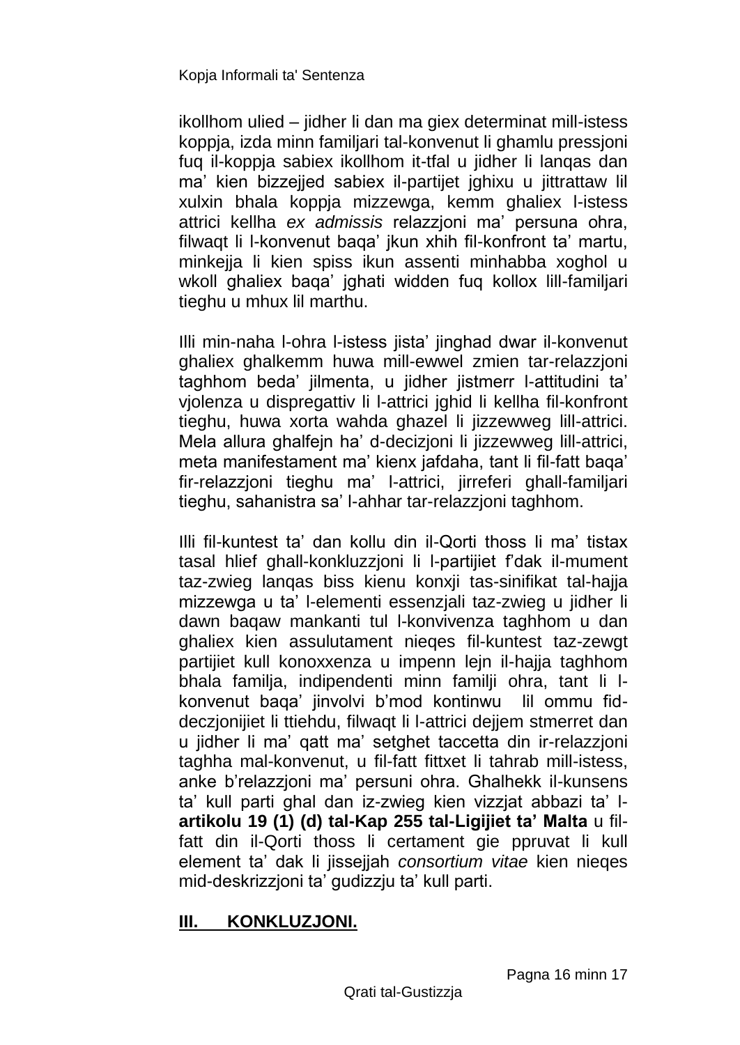ikollhom ulied – jidher li dan ma giex determinat mill-istess koppja, izda minn familjari tal-konvenut li ghamlu pressjoni fuq il-koppja sabiex ikollhom it-tfal u jidher li lanqas dan ma' kien bizzejjed sabiex il-partijet jghixu u jittrattaw lil xulxin bhala koppja mizzewga, kemm ghaliex l-istess attrici kellha *ex admissis* relazzjoni ma' persuna ohra, filwaqt li l-konvenut baqa' jkun xhih fil-konfront ta' martu, minkejja li kien spiss ikun assenti minhabba xoghol u wkoll ghaliex baqa' jghati widden fuq kollox lill-familjari tieghu u mhux lil marthu.

Illi min-naha l-ohra l-istess jista' jinghad dwar il-konvenut ghaliex ghalkemm huwa mill-ewwel zmien tar-relazzjoni taghhom beda' jilmenta, u jidher jistmerr l-attitudini ta' vjolenza u dispregattiv li l-attrici jghid li kellha fil-konfront tieghu, huwa xorta wahda ghazel li jizzewweg lill-attrici. Mela allura ghalfejn ha' d-decizjoni li jizzewweg lill-attrici, meta manifestament ma' kienx jafdaha, tant li fil-fatt baqa' fir-relazzjoni tieghu ma' l-attrici, jirreferi ghall-familjari tieghu, sahanistra sa' l-ahhar tar-relazzjoni taghhom.

Illi fil-kuntest ta' dan kollu din il-Qorti thoss li ma' tistax tasal hlief ghall-konkluzzjoni li l-partijiet f'dak il-mument taz-zwieg lanqas biss kienu konxji tas-sinifikat tal-hajja mizzewga u ta' l-elementi essenzjali taz-zwieg u jidher li dawn baqaw mankanti tul l-konvivenza taghhom u dan ghaliex kien assulutament nieqes fil-kuntest taz-zewgt partijiet kull konoxxenza u impenn lejn il-hajja taghhom bhala familja, indipendenti minn familji ohra, tant li l-konvenut baqa' jinvolvi b'mod kontinwu lil ommu fid-deczjonijiet li ttiehdu, filwaqt li l-attrici dejjem stmerret dan u jidher li ma' qatt ma' setghet taccetta din ir-relazzjoni taghha mal-konvenut, u fil-fatt fittxet li tahrab mill-istess, anke b'relazzjoni ma' persuni ohra. Ghalhekk il-kunsens ta' kull parti ghal dan iz-zwieg kien vizzjat abbazi ta' l-**artikolu 19 (1) (d) tal-Kap 255 tal-Ligijiet ta' Malta** u fil-fatt din il-Qorti thoss li certament gie ppruvat li kull element ta' dak li jissejjah *consortium vitae* kien nieqes mid-deskrizzjoni ta' gudizzju ta' kull parti.

## **III. KONKLUZJONI.**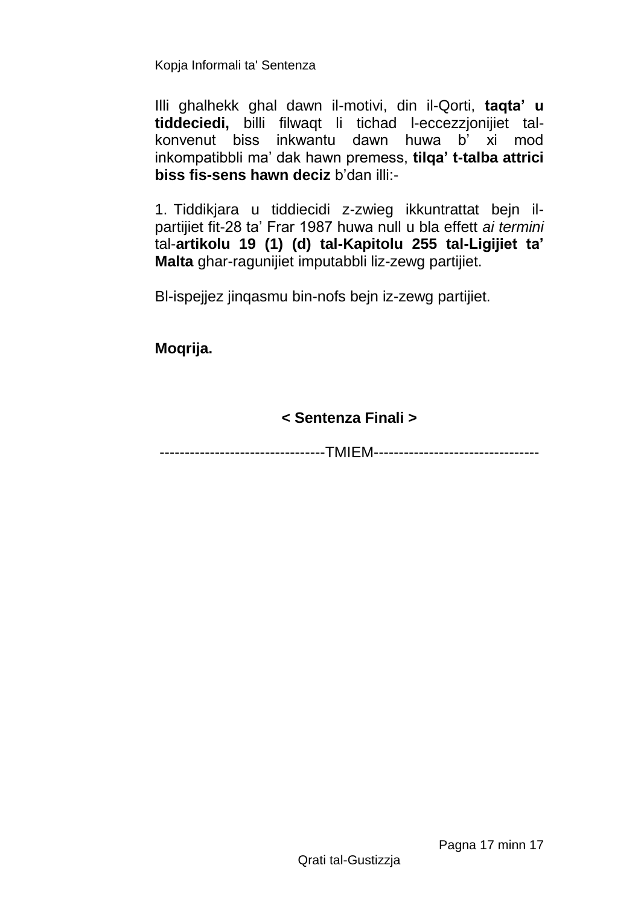Illi ghalhekk ghal dawn il-motivi, din il-Qorti, **taqta' u tiddeciedi,** billi filwaqt li tichad l-eccezzjonijiet tal-konvenut biss inkwantu dawn huwa b' xi mod inkompatibbli ma' dak hawn premess, **tilqa' t-talba attrici biss fis-sens hawn deciz** b'dan illi:-

1. Tiddikjara u tiddiecidi z-zwieg ikkuntrattat bejn il-partijiet fit-28 ta' Frar 1987 huwa null u bla effett *ai termini* tal-**artikolu 19 (1) (d) tal-Kapitolu 255 tal-Ligijiet ta' Malta** ghar-ragunijiet imputabbli liz-zewg partijiet.

Bl-ispejjez jinqasmu bin-nofs bejn iz-zewg partijiet.

**Moqrija.**

**< Sentenza Finali >**

---------------------------------TMIEM---------------------------------